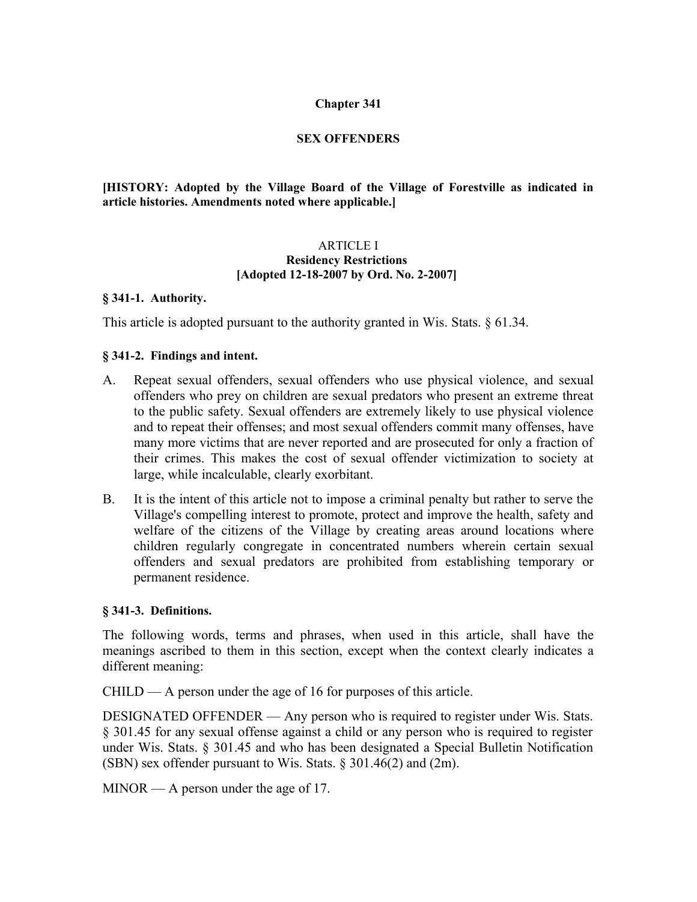# Chapter 341

# SEX OFFENDERS

**[HISTORY: Adopted by the Village Board of the Village of Forestville as indicated in article histories. Amendments noted where applicable.]**

## ARTICLE I
## Residency Restrictions
## [Adopted 12-18-2007 by Ord. No. 2-2007]

### § 341-1. Authority.

This article is adopted pursuant to the authority granted in Wis. Stats. § 61.34.

### § 341-2. Findings and intent.

A. Repeat sexual offenders, sexual offenders who use physical violence, and sexual offenders who prey on children are sexual predators who present an extreme threat to the public safety. Sexual offenders are extremely likely to use physical violence and to repeat their offenses; and most sexual offenders commit many offenses, have many more victims that are never reported and are prosecuted for only a fraction of their crimes. This makes the cost of sexual offender victimization to society at large, while incalculable, clearly exorbitant.

B. It is the intent of this article not to impose a criminal penalty but rather to serve the Village's compelling interest to promote, protect and improve the health, safety and welfare of the citizens of the Village by creating areas around locations where children regularly congregate in concentrated numbers wherein certain sexual offenders and sexual predators are prohibited from establishing temporary or permanent residence.

### § 341-3. Definitions.

The following words, terms and phrases, when used in this article, shall have the meanings ascribed to them in this section, except when the context clearly indicates a different meaning:

CHILD — A person under the age of 16 for purposes of this article.

DESIGNATED OFFENDER — Any person who is required to register under Wis. Stats. § 301.45 for any sexual offense against a child or any person who is required to register under Wis. Stats. § 301.45 and who has been designated a Special Bulletin Notification (SBN) sex offender pursuant to Wis. Stats. § 301.46(2) and (2m).

MINOR — A person under the age of 17.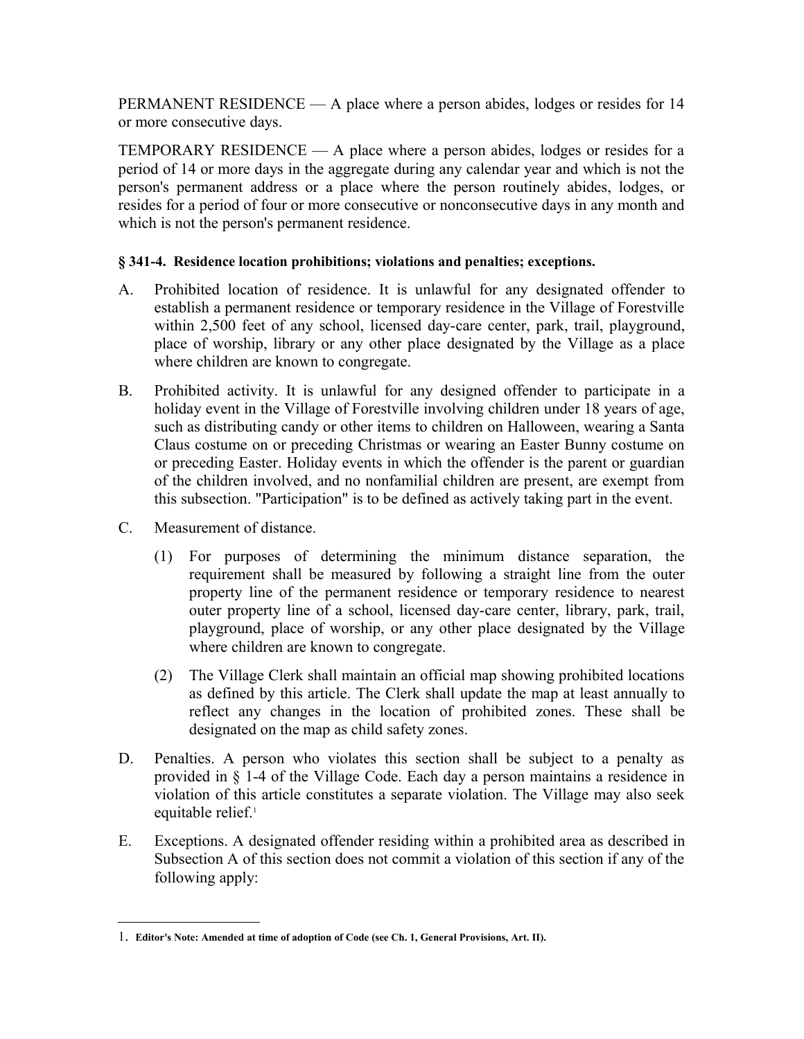PERMANENT RESIDENCE — A place where a person abides, lodges or resides for 14 or more consecutive days.

TEMPORARY RESIDENCE — A place where a person abides, lodges or resides for a period of 14 or more days in the aggregate during any calendar year and which is not the person's permanent address or a place where the person routinely abides, lodges, or resides for a period of four or more consecutive or nonconsecutive days in any month and which is not the person's permanent residence.

**§ 341-4. Residence location prohibitions; violations and penalties; exceptions.**

A. Prohibited location of residence. It is unlawful for any designated offender to establish a permanent residence or temporary residence in the Village of Forestville within 2,500 feet of any school, licensed day-care center, park, trail, playground, place of worship, library or any other place designated by the Village as a place where children are known to congregate.

B. Prohibited activity. It is unlawful for any designed offender to participate in a holiday event in the Village of Forestville involving children under 18 years of age, such as distributing candy or other items to children on Halloween, wearing a Santa Claus costume on or preceding Christmas or wearing an Easter Bunny costume on or preceding Easter. Holiday events in which the offender is the parent or guardian of the children involved, and no nonfamilial children are present, are exempt from this subsection. "Participation" is to be defined as actively taking part in the event.

C. Measurement of distance.

   (1) For purposes of determining the minimum distance separation, the requirement shall be measured by following a straight line from the outer property line of the permanent residence or temporary residence to nearest outer property line of a school, licensed day-care center, library, park, trail, playground, place of worship, or any other place designated by the Village where children are known to congregate.

   (2) The Village Clerk shall maintain an official map showing prohibited locations as defined by this article. The Clerk shall update the map at least annually to reflect any changes in the location of prohibited zones. These shall be designated on the map as child safety zones.

D. Penalties. A person who violates this section shall be subject to a penalty as provided in § 1-4 of the Village Code. Each day a person maintains a residence in violation of this article constitutes a separate violation. The Village may also seek equitable relief.[1]

E. Exceptions. A designated offender residing within a prohibited area as described in Subsection A of this section does not commit a violation of this section if any of the following apply:

---

1. **Editor's Note: Amended at time of adoption of Code (see Ch. 1, General Provisions, Art. II).**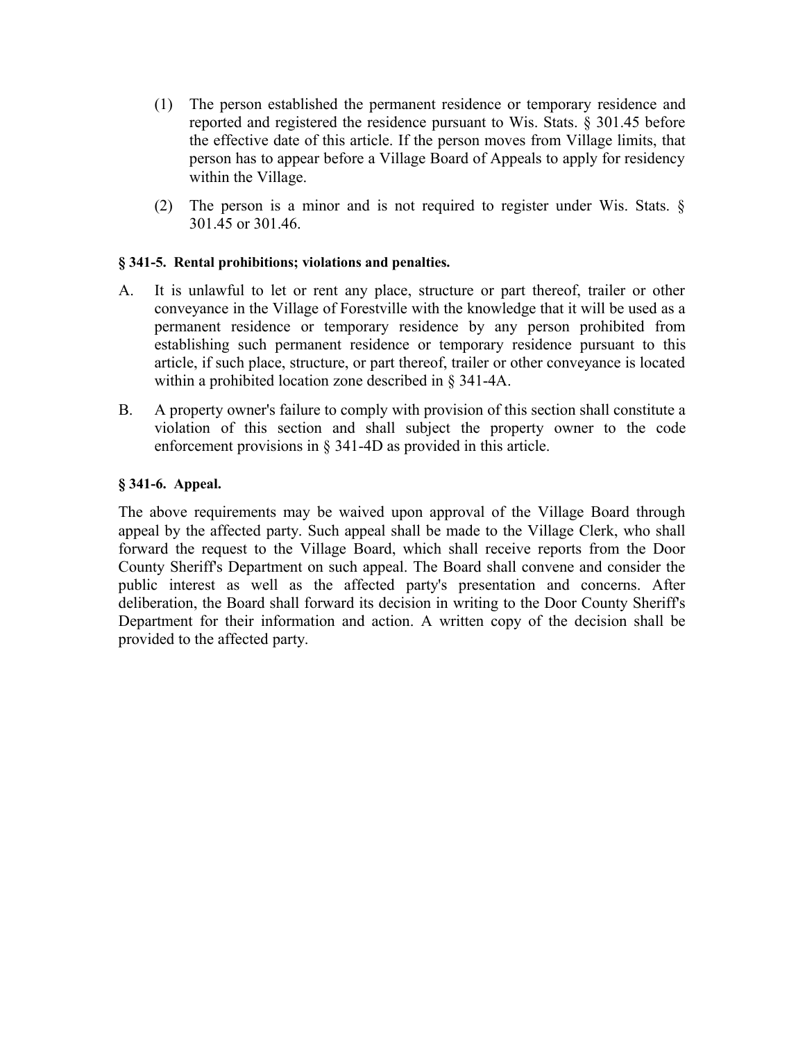(1) The person established the permanent residence or temporary residence and reported and registered the residence pursuant to Wis. Stats. § 301.45 before the effective date of this article. If the person moves from Village limits, that person has to appear before a Village Board of Appeals to apply for residency within the Village.

(2) The person is a minor and is not required to register under Wis. Stats. § 301.45 or 301.46.

**§ 341-5. Rental prohibitions; violations and penalties.**

A. It is unlawful to let or rent any place, structure or part thereof, trailer or other conveyance in the Village of Forestville with the knowledge that it will be used as a permanent residence or temporary residence by any person prohibited from establishing such permanent residence or temporary residence pursuant to this article, if such place, structure, or part thereof, trailer or other conveyance is located within a prohibited location zone described in § 341-4A.

B. A property owner's failure to comply with provision of this section shall constitute a violation of this section and shall subject the property owner to the code enforcement provisions in § 341-4D as provided in this article.

**§ 341-6. Appeal.**

The above requirements may be waived upon approval of the Village Board through appeal by the affected party. Such appeal shall be made to the Village Clerk, who shall forward the request to the Village Board, which shall receive reports from the Door County Sheriff's Department on such appeal. The Board shall convene and consider the public interest as well as the affected party's presentation and concerns. After deliberation, the Board shall forward its decision in writing to the Door County Sheriff's Department for their information and action. A written copy of the decision shall be provided to the affected party.